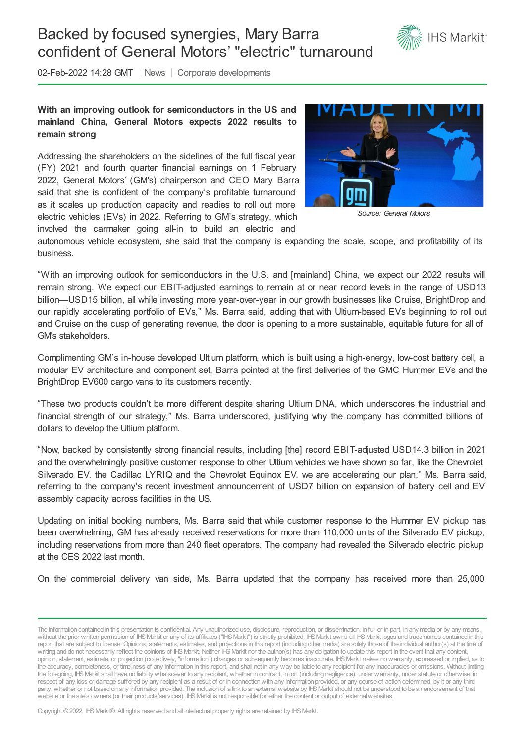# Backed by focused synergies, Mary Barra confident of General Motors' "electric" turnaround

02-Feb-2022 14:28 GMT | News | Corporate developments

**With an improving outlook for semiconductors in the US and mainland China, General Motors expects 2022 results to remain strong**

Source: General Motors

Addressing the shareholders on the sidelines of the full fiscal year (FY) 2021 and fourth quarter financial earnings on 1 February 2022, General Motors' (GM's) chairperson and CEO Mary Barra said that she is confident of the company's profitable turnaround as it scales up production capacity and readies to roll out more electric vehicles (EVs) in 2022. Referring to GM's strategy, which involved the carmaker going all-in to build an electric and autonomous vehicle ecosystem, she said that the company is expanding the scale, scope, and profitability of its business.

"With an improving outlook for semiconductors in the U.S. and [mainland] China, we expect our 2022 results will remain strong. We expect our EBIT-adjusted earnings to remain at or near record levels in the range of USD13 billion—USD15 billion, all while investing more year-over-year in our growth businesses like Cruise, BrightDrop and our rapidly accelerating portfolio of EVs," Ms. Barra said, adding that with Ultium-based EVs beginning to roll out and Cruise on the cusp of generating revenue, the door is opening to a more sustainable, equitable future for all of GM's stakeholders.

Complimenting GM's in-house developed Ultium platform, which is built using a high-energy, low-cost battery cell, a modular EV architecture and component set, Barra pointed at the first deliveries of the GMC Hummer EVs and the BrightDrop EV600 cargo vans to its customers recently.

"These two products couldn't be more different despite sharing Ultium DNA, which underscores the industrial and financial strength of our strategy," Ms. Barra underscored, justifying why the company has committed billions of dollars to develop the Ultium platform.

"Now, backed by consistently strong financial results, including [the] record EBIT-adjusted USD14.3 billion in 2021 and the overwhelmingly positive customer response to other Ultium vehicles we have shown so far, like the Chevrolet Silverado EV, the Cadillac LYRIQ and the Chevrolet Equinox EV, we are accelerating our plan," Ms. Barra said, referring to the company's recent investment announcement of USD7 billion on expansion of battery cell and EV assembly capacity across facilities in the US.

Updating on initial booking numbers, Ms. Barra said that while customer response to the Hummer EV pickup has been overwhelming, GM has already received reservations for more than 110,000 units of the Silverado EV pickup, including reservations from more than 240 fleet operators. The company had revealed the Silverado electric pickup at the CES 2022 last month.

On the commercial delivery van side, Ms. Barra updated that the company has received more than 25,000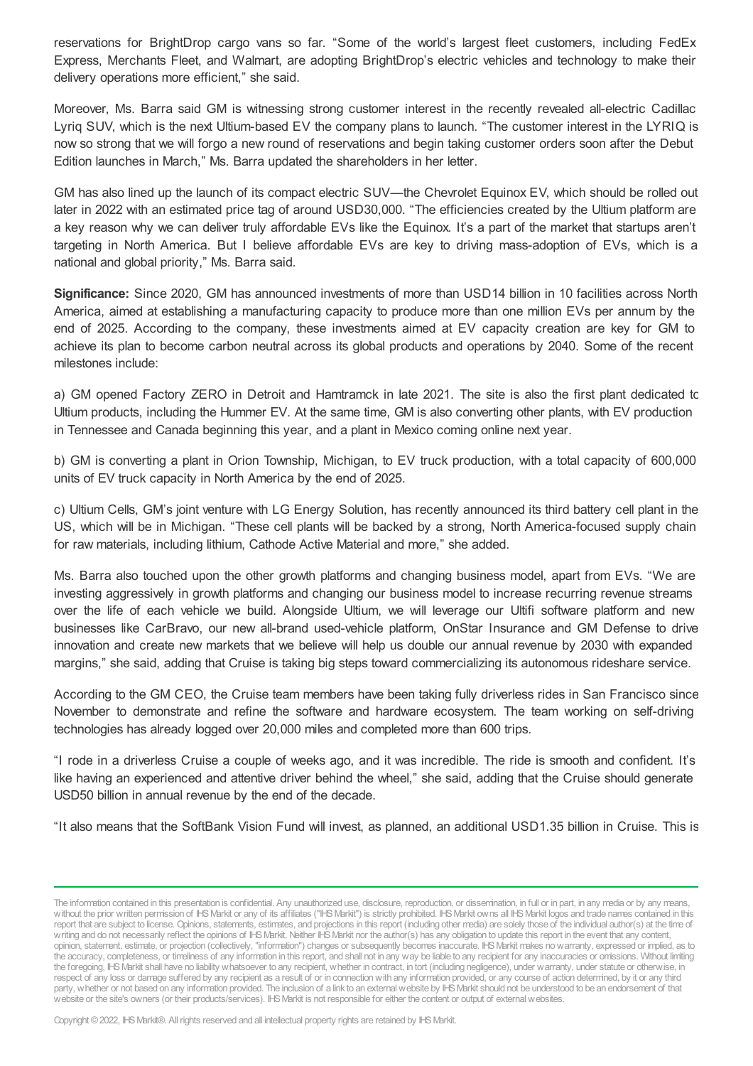reservations for BrightDrop cargo vans so far. "Some of the world's largest fleet customers, including FedEx Express, Merchants Fleet, and Walmart, are adopting BrightDrop's electric vehicles and technology to make their delivery operations more efficient," she said.

Moreover, Ms. Barra said GM is witnessing strong customer interest in the recently revealed all-electric Cadillac Lyriq SUV, which is the next Ultium-based EV the company plans to launch. "The customer interest in the LYRIQ is now so strong that we will forgo a new round of reservations and begin taking customer orders soon after the Debut Edition launches in March," Ms. Barra updated the shareholders in her letter.

GM has also lined up the launch of its compact electric SUV—the Chevrolet Equinox EV, which should be rolled out later in 2022 with an estimated price tag of around USD30,000. "The efficiencies created by the Ultium platform are a key reason why we can deliver truly affordable EVs like the Equinox. It's a part of the market that startups aren't targeting in North America. But I believe affordable EVs are key to driving mass-adoption of EVs, which is a national and global priority," Ms. Barra said.

**Significance:** Since 2020, GM has announced investments of more than USD14 billion in 10 facilities across North America, aimed at establishing a manufacturing capacity to produce more than one million EVs per annum by the end of 2025. According to the company, these investments aimed at EV capacity creation are key for GM to achieve its plan to become carbon neutral across its global products and operations by 2040. Some of the recent milestones include:

a) GM opened Factory ZERO in Detroit and Hamtramck in late 2021. The site is also the first plant dedicated to Ultium products, including the Hummer EV. At the same time, GM is also converting other plants, with EV production in Tennessee and Canada beginning this year, and a plant in Mexico coming online next year.

b) GM is converting a plant in Orion Township, Michigan, to EV truck production, with a total capacity of 600,000 units of EV truck capacity in North America by the end of 2025.

c) Ultium Cells, GM's joint venture with LG Energy Solution, has recently announced its third battery cell plant in the US, which will be in Michigan. "These cell plants will be backed by a strong, North America-focused supply chain for raw materials, including lithium, Cathode Active Material and more," she added.

Ms. Barra also touched upon the other growth platforms and changing business model, apart from EVs. "We are investing aggressively in growth platforms and changing our business model to increase recurring revenue streams over the life of each vehicle we build. Alongside Ultium, we will leverage our Ultifi software platform and new businesses like CarBravo, our new all-brand used-vehicle platform, OnStar Insurance and GM Defense to drive innovation and create new markets that we believe will help us double our annual revenue by 2030 with expanded margins," she said, adding that Cruise is taking big steps toward commercializing its autonomous rideshare service.

According to the GM CEO, the Cruise team members have been taking fully driverless rides in San Francisco since November to demonstrate and refine the software and hardware ecosystem. The team working on self-driving technologies has already logged over 20,000 miles and completed more than 600 trips.

"I rode in a driverless Cruise a couple of weeks ago, and it was incredible. The ride is smooth and confident. It's like having an experienced and attentive driver behind the wheel," she said, adding that the Cruise should generate USD50 billion in annual revenue by the end of the decade.

"It also means that the SoftBank Vision Fund will invest, as planned, an additional USD1.35 billion in Cruise. This is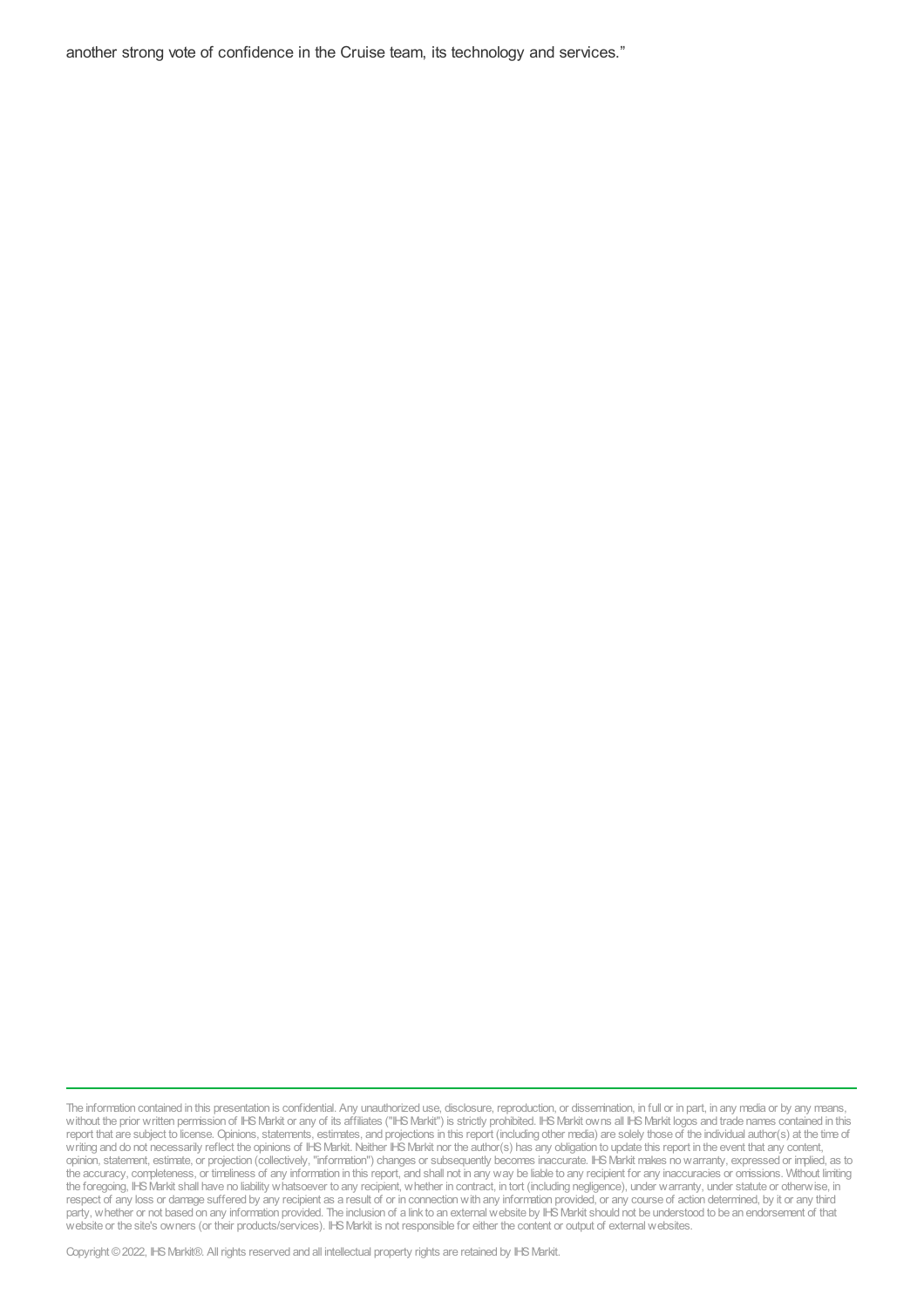another strong vote of confidence in the Cruise team, its technology and services."

The information contained in this presentation is confidential. Any unauthorized use, disclosure, reproduction, or dissemination, in full or in part, in any media or by any means, without the prior written permission of IHS Markit or any of its affiliates ("IHS Markit") is strictly prohibited. IHS Markit owns all IHS Markit logos and trade names contained in this report that are subject to license. Opinions, statements, estimates, and projections in this report (including other media) are solely those of the individual author(s) at the time of writing and do not necessarily reflect the opinions of IHS Markit. Neither IHS Markit nor the author(s) has any obligation to update this report in the event that any content, opinion, statement, estimate, or projection (collectively, "information") changes or subsequently becomes inaccurate. IHS Markit makes no warranty, expressed or implied, as to the accuracy, completeness, or timeliness of any information in this report, and shall not in any way be liable to any recipient for any inaccuracies or omissions. Without limiting the foregoing, IHS Markit shall have no liability whatsoever to any recipient, whether in contract, in tort (including negligence), under warranty, under statute or otherwise, in respect of any loss or damage suffered by any recipient as a result of or in connection with any information provided, or any course of action determined, by it or any third party, whether or not based on any information provided. The inclusion of a link to an external website by IHS Markit should not be understood to be an endorsement of that website or the site's owners (or their products/services). IHS Markit is not responsible for either the content or output of external websites.

Copyright © 2022, IHS Markit®. All rights reserved and all intellectual property rights are retained by IHS Markit.